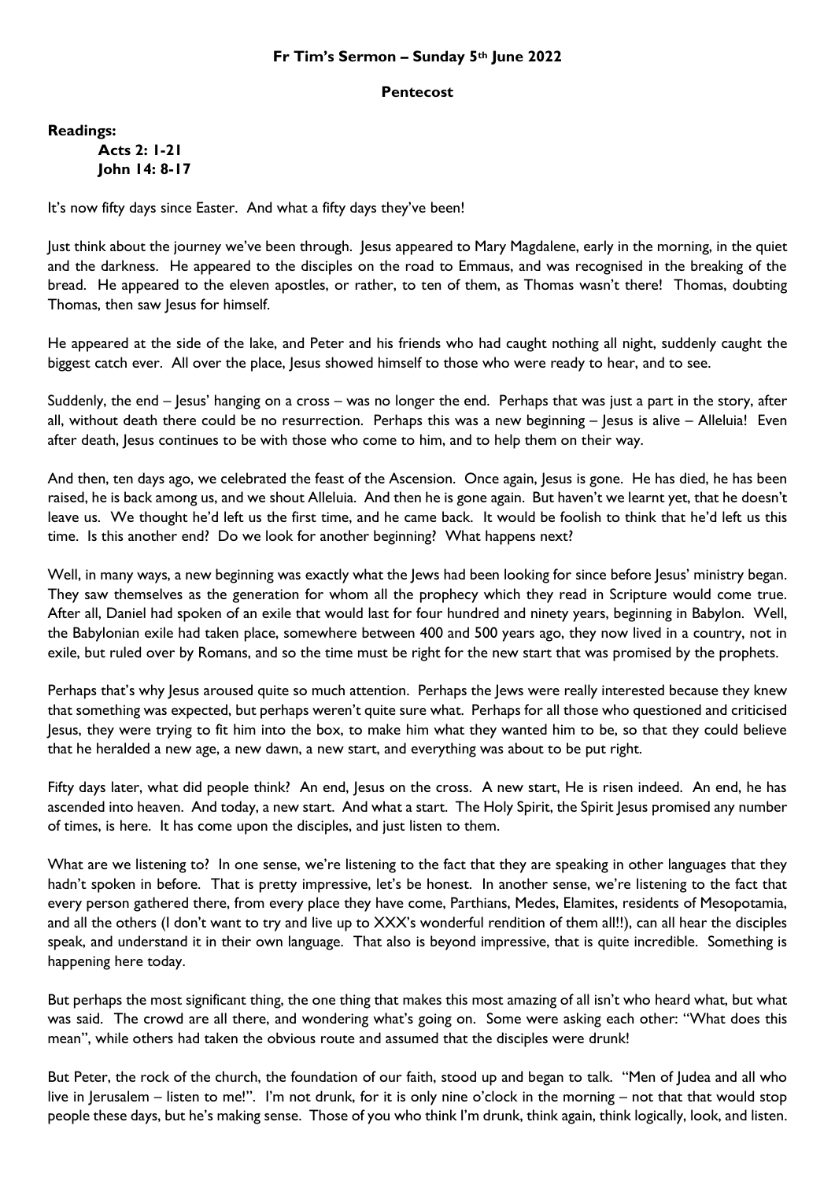# Fr Tim's Sermon – Sunday 5th June 2022

## Pentecost

**Readings:**

**Acts 2: 1-21**
**John 14: 8-17**

It's now fifty days since Easter. And what a fifty days they've been!

Just think about the journey we've been through. Jesus appeared to Mary Magdalene, early in the morning, in the quiet and the darkness. He appeared to the disciples on the road to Emmaus, and was recognised in the breaking of the bread. He appeared to the eleven apostles, or rather, to ten of them, as Thomas wasn't there! Thomas, doubting Thomas, then saw Jesus for himself.

He appeared at the side of the lake, and Peter and his friends who had caught nothing all night, suddenly caught the biggest catch ever. All over the place, Jesus showed himself to those who were ready to hear, and to see.

Suddenly, the end – Jesus' hanging on a cross – was no longer the end. Perhaps that was just a part in the story, after all, without death there could be no resurrection. Perhaps this was a new beginning – Jesus is alive – Alleluia! Even after death, Jesus continues to be with those who come to him, and to help them on their way.

And then, ten days ago, we celebrated the feast of the Ascension. Once again, Jesus is gone. He has died, he has been raised, he is back among us, and we shout Alleluia. And then he is gone again. But haven't we learnt yet, that he doesn't leave us. We thought he'd left us the first time, and he came back. It would be foolish to think that he'd left us this time. Is this another end? Do we look for another beginning? What happens next?

Well, in many ways, a new beginning was exactly what the Jews had been looking for since before Jesus' ministry began. They saw themselves as the generation for whom all the prophecy which they read in Scripture would come true. After all, Daniel had spoken of an exile that would last for four hundred and ninety years, beginning in Babylon. Well, the Babylonian exile had taken place, somewhere between 400 and 500 years ago, they now lived in a country, not in exile, but ruled over by Romans, and so the time must be right for the new start that was promised by the prophets.

Perhaps that's why Jesus aroused quite so much attention. Perhaps the Jews were really interested because they knew that something was expected, but perhaps weren't quite sure what. Perhaps for all those who questioned and criticised Jesus, they were trying to fit him into the box, to make him what they wanted him to be, so that they could believe that he heralded a new age, a new dawn, a new start, and everything was about to be put right.

Fifty days later, what did people think? An end, Jesus on the cross. A new start, He is risen indeed. An end, he has ascended into heaven. And today, a new start. And what a start. The Holy Spirit, the Spirit Jesus promised any number of times, is here. It has come upon the disciples, and just listen to them.

What are we listening to? In one sense, we're listening to the fact that they are speaking in other languages that they hadn't spoken in before. That is pretty impressive, let's be honest. In another sense, we're listening to the fact that every person gathered there, from every place they have come, Parthians, Medes, Elamites, residents of Mesopotamia, and all the others (I don't want to try and live up to XXX's wonderful rendition of them all!!), can all hear the disciples speak, and understand it in their own language. That also is beyond impressive, that is quite incredible. Something is happening here today.

But perhaps the most significant thing, the one thing that makes this most amazing of all isn't who heard what, but what was said. The crowd are all there, and wondering what's going on. Some were asking each other: "What does this mean", while others had taken the obvious route and assumed that the disciples were drunk!

But Peter, the rock of the church, the foundation of our faith, stood up and began to talk. "Men of Judea and all who live in Jerusalem – listen to me!". I'm not drunk, for it is only nine o'clock in the morning – not that that would stop people these days, but he's making sense. Those of you who think I'm drunk, think again, think logically, look, and listen.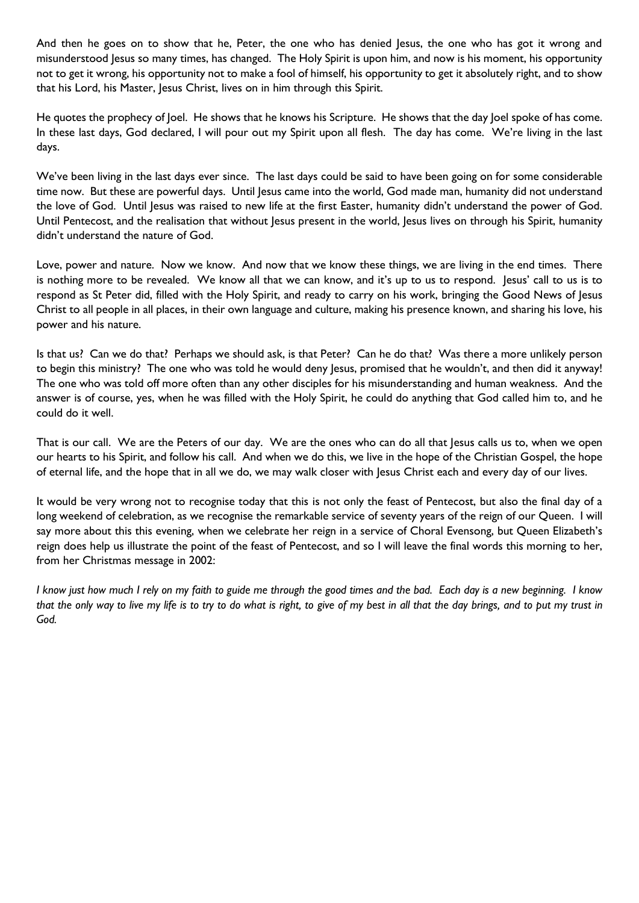And then he goes on to show that he, Peter, the one who has denied Jesus, the one who has got it wrong and misunderstood Jesus so many times, has changed. The Holy Spirit is upon him, and now is his moment, his opportunity not to get it wrong, his opportunity not to make a fool of himself, his opportunity to get it absolutely right, and to show that his Lord, his Master, Jesus Christ, lives on in him through this Spirit.

He quotes the prophecy of Joel. He shows that he knows his Scripture. He shows that the day Joel spoke of has come. In these last days, God declared, I will pour out my Spirit upon all flesh. The day has come. We're living in the last days.

We've been living in the last days ever since. The last days could be said to have been going on for some considerable time now. But these are powerful days. Until Jesus came into the world, God made man, humanity did not understand the love of God. Until Jesus was raised to new life at the first Easter, humanity didn't understand the power of God. Until Pentecost, and the realisation that without Jesus present in the world, Jesus lives on through his Spirit, humanity didn't understand the nature of God.

Love, power and nature. Now we know. And now that we know these things, we are living in the end times. There is nothing more to be revealed. We know all that we can know, and it's up to us to respond. Jesus' call to us is to respond as St Peter did, filled with the Holy Spirit, and ready to carry on his work, bringing the Good News of Jesus Christ to all people in all places, in their own language and culture, making his presence known, and sharing his love, his power and his nature.

Is that us? Can we do that? Perhaps we should ask, is that Peter? Can he do that? Was there a more unlikely person to begin this ministry? The one who was told he would deny Jesus, promised that he wouldn't, and then did it anyway! The one who was told off more often than any other disciples for his misunderstanding and human weakness. And the answer is of course, yes, when he was filled with the Holy Spirit, he could do anything that God called him to, and he could do it well.

That is our call. We are the Peters of our day. We are the ones who can do all that Jesus calls us to, when we open our hearts to his Spirit, and follow his call. And when we do this, we live in the hope of the Christian Gospel, the hope of eternal life, and the hope that in all we do, we may walk closer with Jesus Christ each and every day of our lives.

It would be very wrong not to recognise today that this is not only the feast of Pentecost, but also the final day of a long weekend of celebration, as we recognise the remarkable service of seventy years of the reign of our Queen. I will say more about this this evening, when we celebrate her reign in a service of Choral Evensong, but Queen Elizabeth's reign does help us illustrate the point of the feast of Pentecost, and so I will leave the final words this morning to her, from her Christmas message in 2002:

*I know just how much I rely on my faith to guide me through the good times and the bad. Each day is a new beginning. I know that the only way to live my life is to try to do what is right, to give of my best in all that the day brings, and to put my trust in God.*